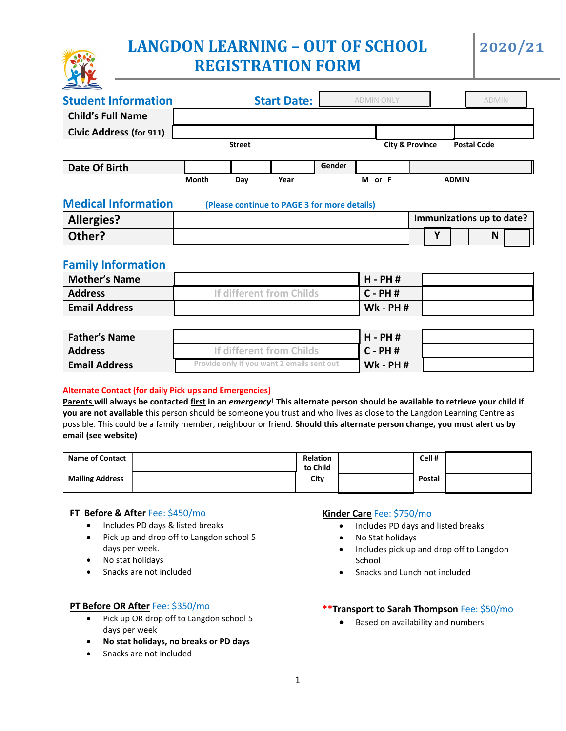# LANGDON LEARNING – OUT OF SCHOOL REGISTRATION FORM

**2020/21**

## Student Information

**Start Date:** ADMIN ONLY | ADMIN

| Child's Full Name | | | |
|---|---|---|---|
| Civic Address (for 911) | | | |
| | Street | City & Province | Postal Code |

| Date Of Birth | | | | Gender | | |
|---|---|---|---|---|---|---|
| | Month | Day | Year | | M or F | ADMIN |

## Medical Information

**(Please continue to PAGE 3 for more details)**

| Allergies? | | Immunizations up to date? | |
|---|---|---|---|
| Other? | | Y | N |

## Family Information

| Mother's Name | | H - PH # | |
|---|---|---|---|
| Address | If different from Childs | C - PH # | |
| Email Address | | Wk - PH # | |

| Father's Name | | H - PH # | |
|---|---|---|---|
| Address | If different from Childs | C - PH # | |
| Email Address | Provide only if you want 2 emails sent out | Wk - PH # | |

**Alternate Contact (for daily Pick ups and Emergencies)**

**Parents will always be contacted first in an *emergency*! This alternate person should be available to retrieve your child if you are not available** this person should be someone you trust and who lives as close to the Langdon Learning Centre as possible. This could be a family member, neighbour or friend. **Should this alternate person change, you must alert us by email (see website)**

| Name of Contact | | Relation to Child | | Cell # | |
|---|---|---|---|---|---|
| Mailing Address | | City | | Postal | |

**FT Before & After** Fee: $450/mo

- Includes PD days & listed breaks
- Pick up and drop off to Langdon school 5 days per week.
- No stat holidays
- Snacks are not included

**PT Before OR After** Fee: $350/mo

- Pick up OR drop off to Langdon school 5 days per week
- **No stat holidays, no breaks or PD days**
- Snacks are not included

**Kinder Care** Fee: $750/mo

- Includes PD days and listed breaks
- No Stat holidays
- Includes pick up and drop off to Langdon School
- Snacks and Lunch not included

****Transport to Sarah Thompson** Fee: $50/mo

- Based on availability and numbers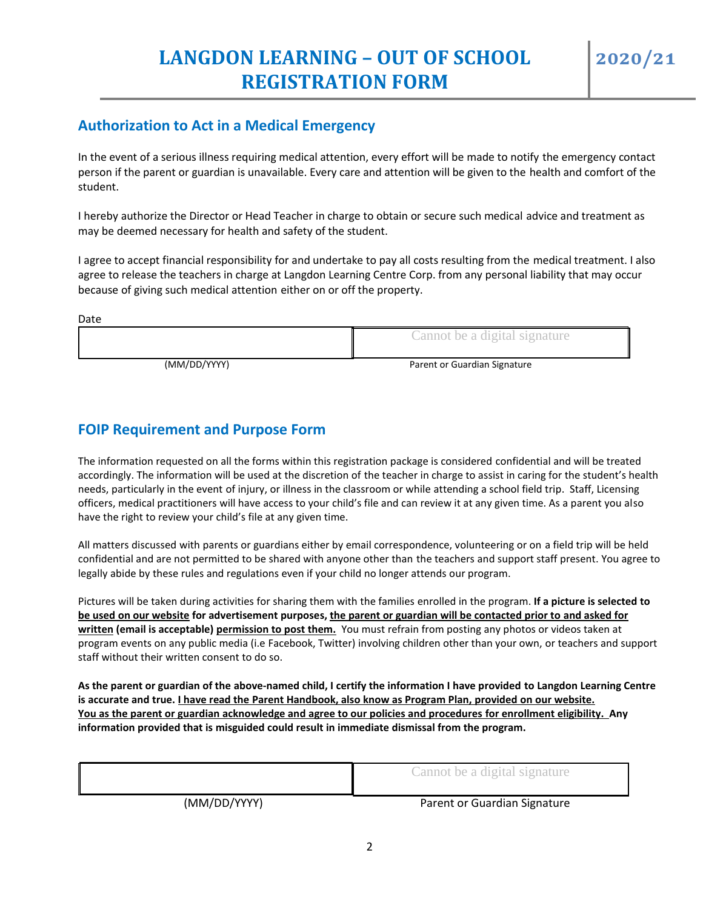# LANGDON LEARNING – OUT OF SCHOOL REGISTRATION FORM

**2020/21**

## Authorization to Act in a Medical Emergency

In the event of a serious illness requiring medical attention, every effort will be made to notify the emergency contact person if the parent or guardian is unavailable. Every care and attention will be given to the health and comfort of the student.

I hereby authorize the Director or Head Teacher in charge to obtain or secure such medical advice and treatment as may be deemed necessary for health and safety of the student.

I agree to accept financial responsibility for and undertake to pay all costs resulting from the medical treatment. I also agree to release the teachers in charge at Langdon Learning Centre Corp. from any personal liability that may occur because of giving such medical attention either on or off the property.

Date

| | Cannot be a digital signature |
|---|---|
| (MM/DD/YYYY) | Parent or Guardian Signature |

## FOIP Requirement and Purpose Form

The information requested on all the forms within this registration package is considered confidential and will be treated accordingly. The information will be used at the discretion of the teacher in charge to assist in caring for the student's health needs, particularly in the event of injury, or illness in the classroom or while attending a school field trip. Staff, Licensing officers, medical practitioners will have access to your child's file and can review it at any given time. As a parent you also have the right to review your child's file at any given time.

All matters discussed with parents or guardians either by email correspondence, volunteering or on a field trip will be held confidential and are not permitted to be shared with anyone other than the teachers and support staff present. You agree to legally abide by these rules and regulations even if your child no longer attends our program.

Pictures will be taken during activities for sharing them with the families enrolled in the program. **If a picture is selected to <u>be used on our website</u> for advertisement purposes, <u>the parent or guardian will be contacted prior to and asked for written</u> (email is acceptable) <u>permission to post them.</u>** You must refrain from posting any photos or videos taken at program events on any public media (i.e Facebook, Twitter) involving children other than your own, or teachers and support staff without their written consent to do so.

**As the parent or guardian of the above-named child, I certify the information I have provided to Langdon Learning Centre is accurate and true. <u>I have read the Parent Handbook, also know as Program Plan, provided on our website.</u> <u>You as the parent or guardian acknowledge and agree to our policies and procedures for enrollment eligibility.</u> Any information provided that is misguided could result in immediate dismissal from the program.**

| | Cannot be a digital signature |
|---|---|
| (MM/DD/YYYY) | Parent or Guardian Signature |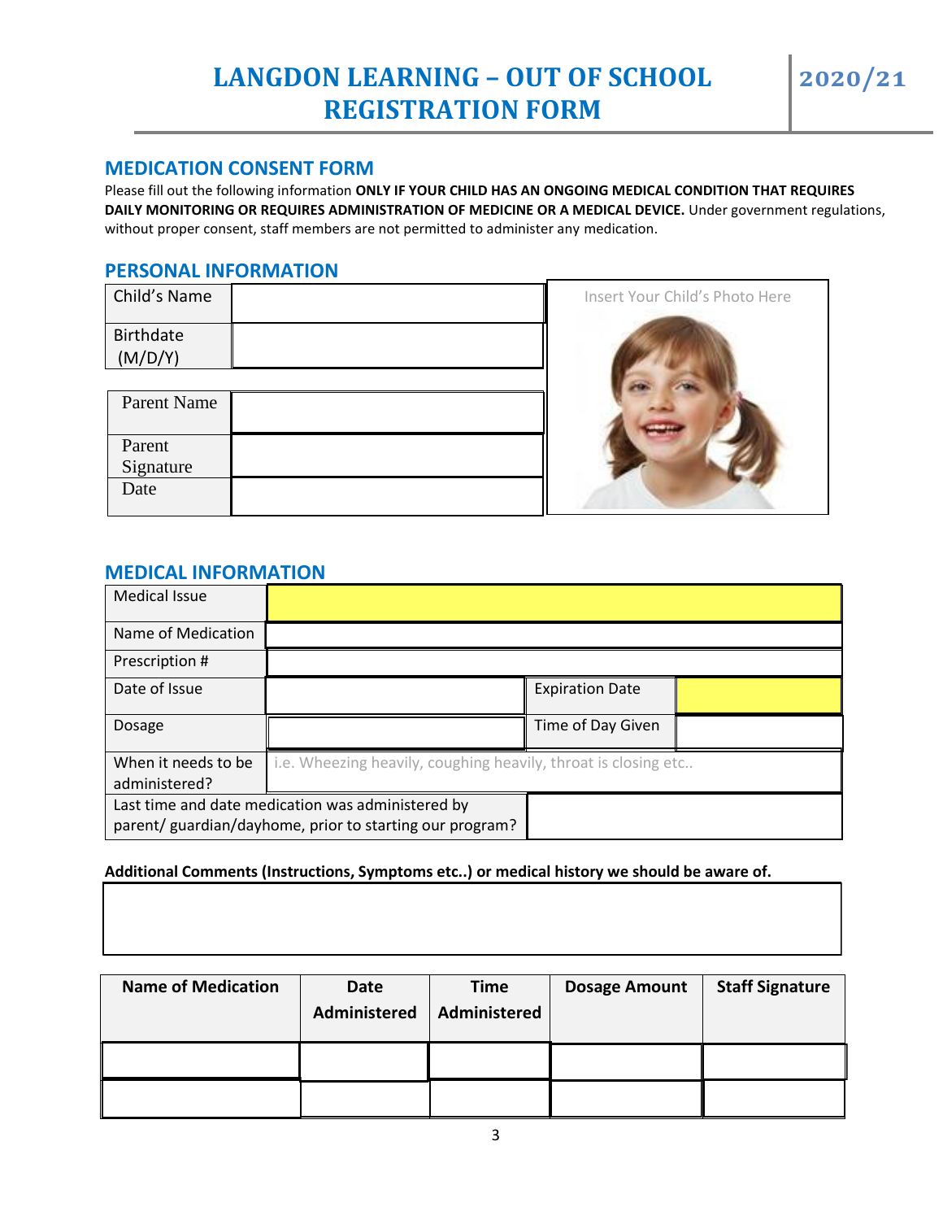# LANGDON LEARNING – OUT OF SCHOOL REGISTRATION FORM

**2020/21**

## MEDICATION CONSENT FORM

Please fill out the following information **ONLY IF YOUR CHILD HAS AN ONGOING MEDICAL CONDITION THAT REQUIRES DAILY MONITORING OR REQUIRES ADMINISTRATION OF MEDICINE OR A MEDICAL DEVICE.** Under government regulations, without proper consent, staff members are not permitted to administer any medication.

## PERSONAL INFORMATION

| Child's Name | |
|---|---|
| Birthdate (M/D/Y) | |

| Parent Name | |
|---|---|
| Parent Signature | |
| Date | |

Insert Your Child's Photo Here

## MEDICAL INFORMATION

| Medical Issue | | | |
|---|---|---|---|
| Name of Medication | | | |
| Prescription # | | | |
| Date of Issue | | Expiration Date | |
| Dosage | | Time of Day Given | |
| When it needs to be administered? | i.e. Wheezing heavily, coughing heavily, throat is closing etc.. | | |
| Last time and date medication was administered by parent/ guardian/dayhome, prior to starting our program? | | | |

**Additional Comments (Instructions, Symptoms etc..) or medical history we should be aware of.**

| |
|---|
| |

| Name of Medication | Date Administered | Time Administered | Dosage Amount | Staff Signature |
|---|---|---|---|---|
| | | | | |
| | | | | |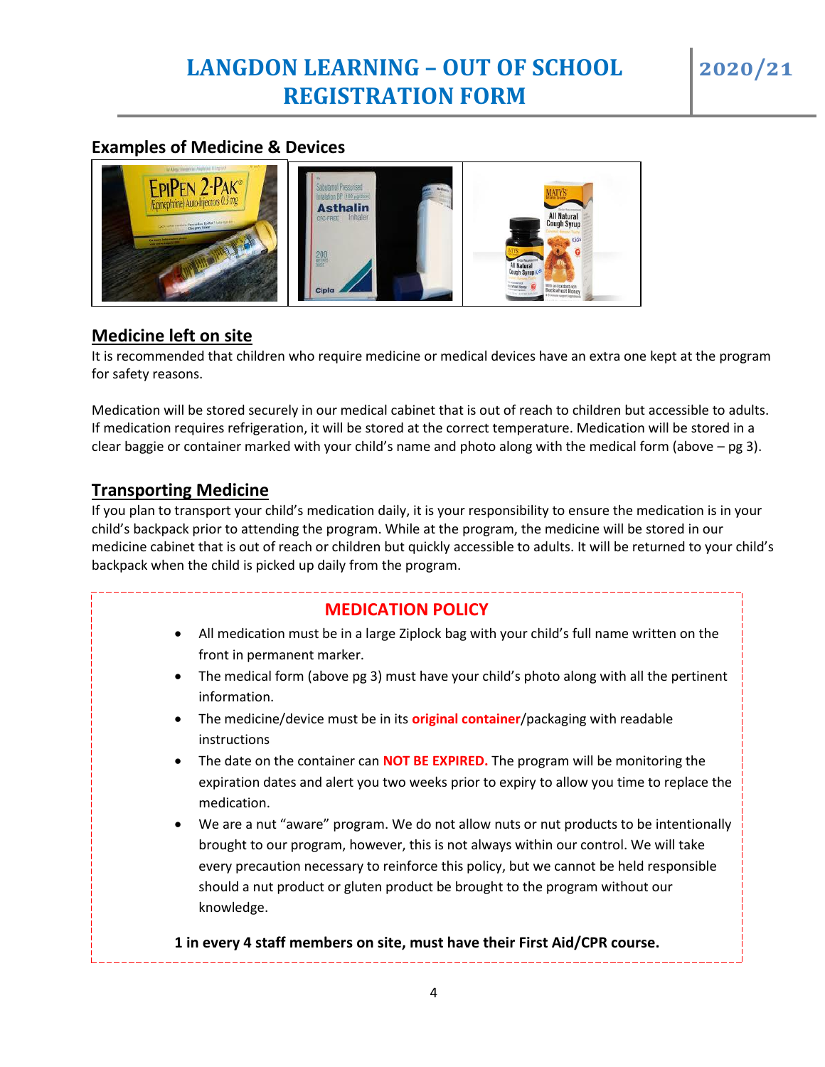## Examples of Medicine & Devices

## Medicine left on site

It is recommended that children who require medicine or medical devices have an extra one kept at the program for safety reasons.

Medication will be stored securely in our medical cabinet that is out of reach to children but accessible to adults. If medication requires refrigeration, it will be stored at the correct temperature. Medication will be stored in a clear baggie or container marked with your child's name and photo along with the medical form (above – pg 3).

## Transporting Medicine

If you plan to transport your child's medication daily, it is your responsibility to ensure the medication is in your child's backpack prior to attending the program. While at the program, the medicine will be stored in our medicine cabinet that is out of reach or children but quickly accessible to adults. It will be returned to your child's backpack when the child is picked up daily from the program.

### MEDICATION POLICY

- All medication must be in a large Ziplock bag with your child's full name written on the front in permanent marker.
- The medical form (above pg 3) must have your child's photo along with all the pertinent information.
- The medicine/device must be in its **original container**/packaging with readable instructions
- The date on the container can **NOT BE EXPIRED.** The program will be monitoring the expiration dates and alert you two weeks prior to expiry to allow you time to replace the medication.
- We are a nut "aware" program. We do not allow nuts or nut products to be intentionally brought to our program, however, this is not always within our control. We will take every precaution necessary to reinforce this policy, but we cannot be held responsible should a nut product or gluten product be brought to the program without our knowledge.

**1 in every 4 staff members on site, must have their First Aid/CPR course.**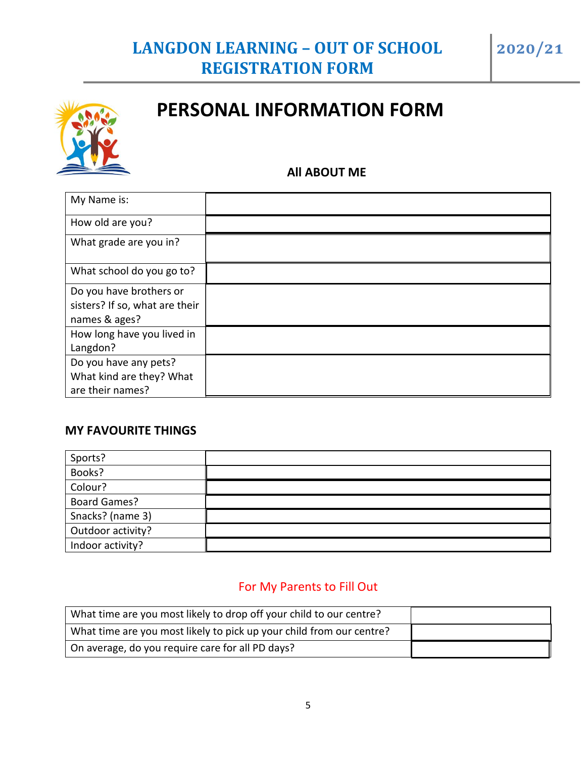# LANGDON LEARNING – OUT OF SCHOOL REGISTRATION FORM

**2020/21**

# PERSONAL INFORMATION FORM

## All ABOUT ME

| | |
|---|---|
| My Name is: | |
| How old are you? | |
| What grade are you in? | |
| What school do you go to? | |
| Do you have brothers or sisters? If so, what are their names & ages? | |
| How long have you lived in Langdon? | |
| Do you have any pets? What kind are they? What are their names? | |

## MY FAVOURITE THINGS

| | |
|---|---|
| Sports? | |
| Books? | |
| Colour? | |
| Board Games? | |
| Snacks? (name 3) | |
| Outdoor activity? | |
| Indoor activity? | |

## For My Parents to Fill Out

| | |
|---|---|
| What time are you most likely to drop off your child to our centre? | |
| What time are you most likely to pick up your child from our centre? | |
| On average, do you require care for all PD days? | |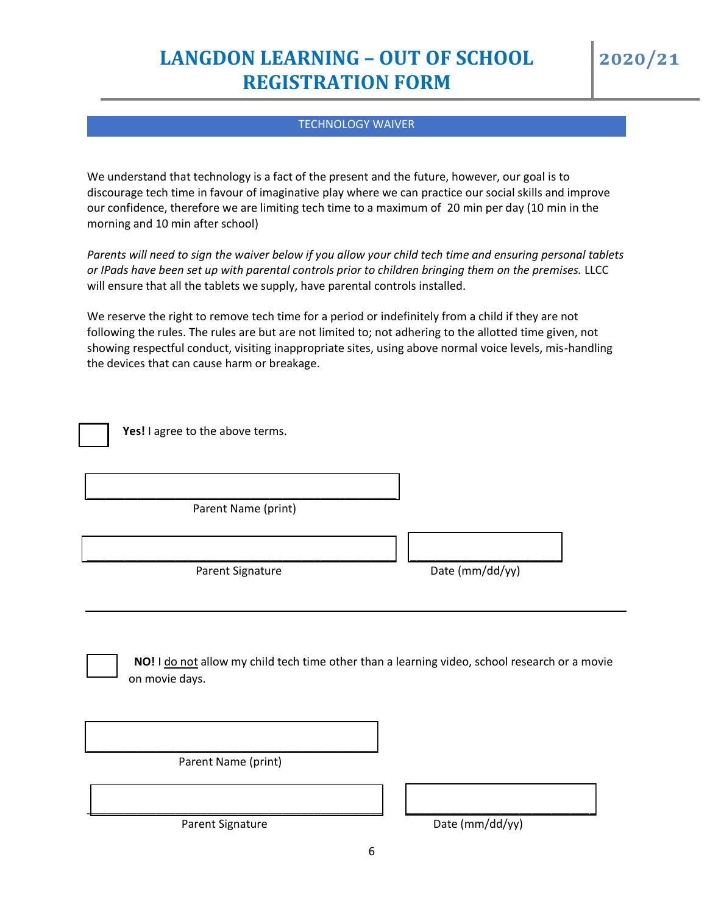# LANGDON LEARNING – OUT OF SCHOOL REGISTRATION FORM

**2020/21**

## TECHNOLOGY WAIVER

We understand that technology is a fact of the present and the future, however, our goal is to discourage tech time in favour of imaginative play where we can practice our social skills and improve our confidence, therefore we are limiting tech time to a maximum of 20 min per day (10 min in the morning and 10 min after school)

*Parents will need to sign the waiver below if you allow your child tech time and ensuring personal tablets or IPads have been set up with parental controls prior to children bringing them on the premises.* LLCC will ensure that all the tablets we supply, have parental controls installed.

We reserve the right to remove tech time for a period or indefinitely from a child if they are not following the rules. The rules are but are not limited to; not adhering to the allotted time given, not showing respectful conduct, visiting inappropriate sites, using above normal voice levels, mis-handling the devices that can cause harm or breakage.

☐ **Yes!** I agree to the above terms.

______________________________
Parent Name (print)

______________________________ ______________
Parent Signature Date (mm/dd/yy)

---

☐ **NO!** I do not allow my child tech time other than a learning video, school research or a movie on movie days.

______________________________
Parent Name (print)

______________________________ ______________
Parent Signature Date (mm/dd/yy)